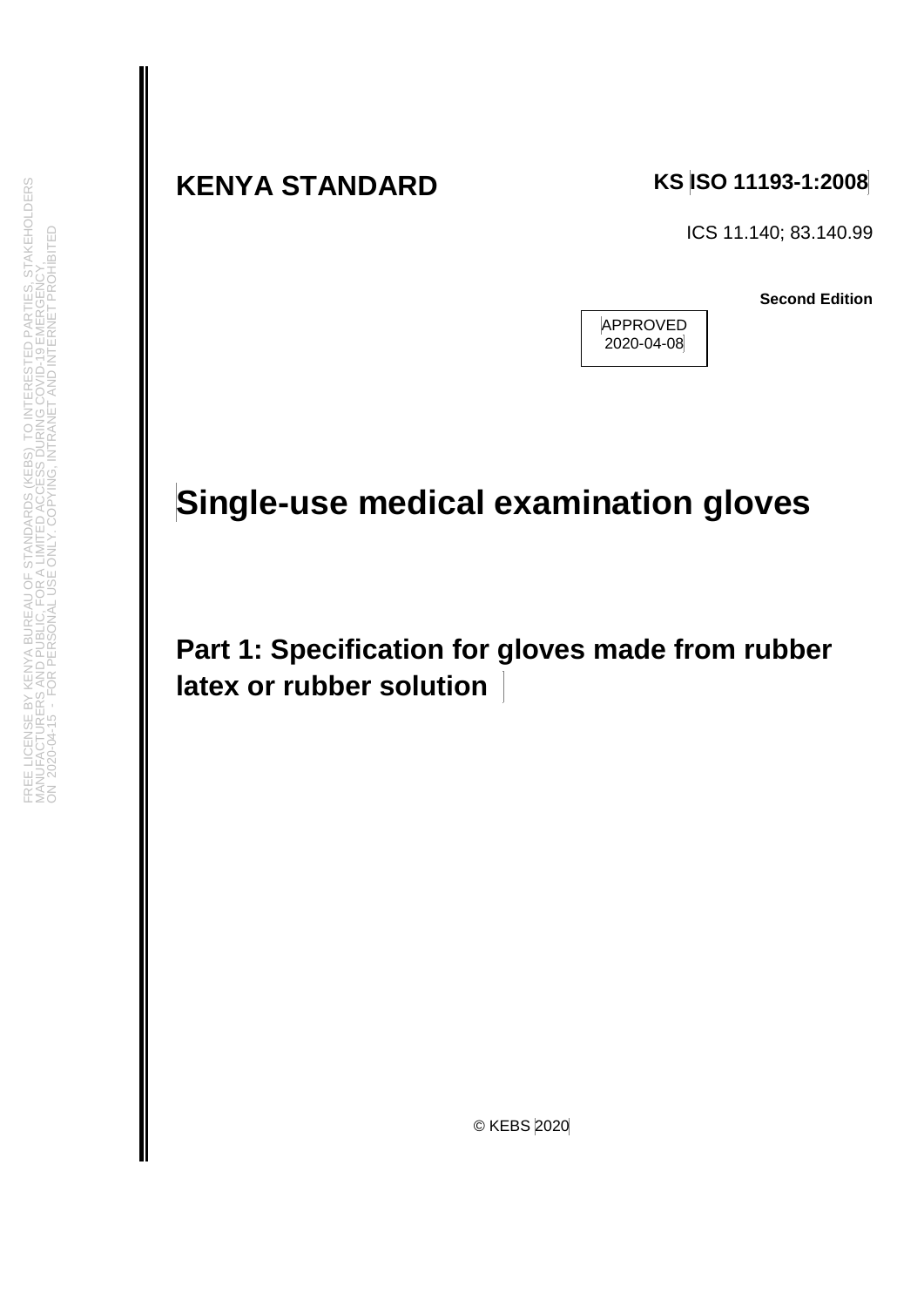**KENYA STANDARD**

**KS ISO 11193-1:2008**

ICS 11.140; 83.140.99

**Second Edition**

APPROVED
2020-04-08

# Single-use medical examination gloves

## Part 1: Specification for gloves made from rubber latex or rubber solution

© KEBS 2020

FREE LICENSE BY KENYA BUREAU OF STANDARDS (KEBS) TO INTERESTED PARTIES, STAKEHOLDERS MANUFACTURERS AND PUBLIC, FOR A LIMITED ACCESS DURING COVID-19 EMERGENCY, ON 2020-04-15 - FOR PERSONAL USE ONLY. COPYING, INTRANET AND INTERNET PROHIBITED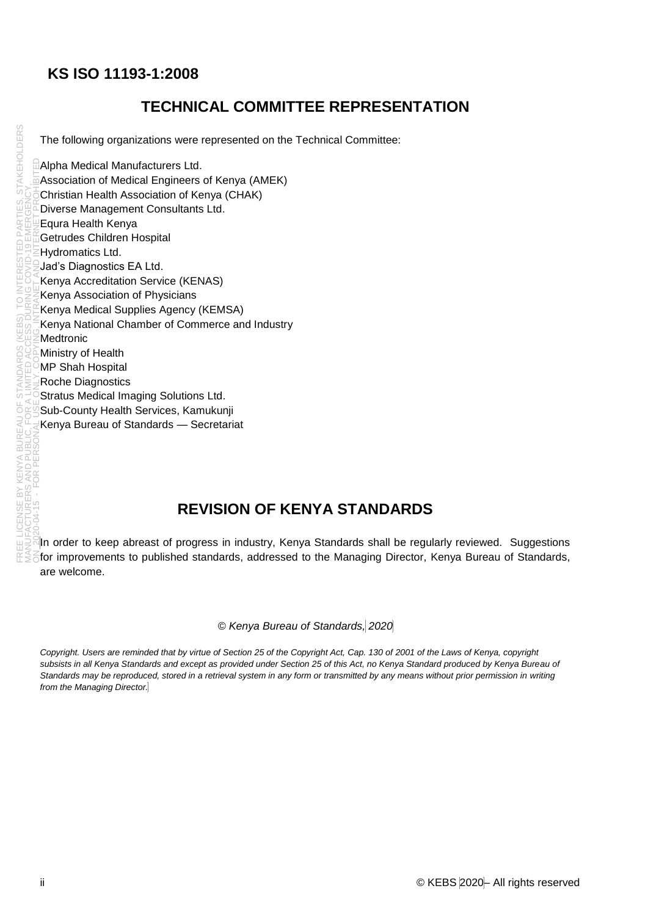**KS ISO 11193-1:2008**

## TECHNICAL COMMITTEE REPRESENTATION

The following organizations were represented on the Technical Committee:

Alpha Medical Manufacturers Ltd.
Association of Medical Engineers of Kenya (AMEK)
Christian Health Association of Kenya (CHAK)
Diverse Management Consultants Ltd.
Equra Health Kenya
Getrudes Children Hospital
Hydromatics Ltd.
Jad's Diagnostics EA Ltd.
Kenya Accreditation Service (KENAS)
Kenya Association of Physicians
Kenya Medical Supplies Agency (KEMSA)
Kenya National Chamber of Commerce and Industry
Medtronic
Ministry of Health
MP Shah Hospital
Roche Diagnostics
Stratus Medical Imaging Solutions Ltd.
Sub-County Health Services, Kamukunji
Kenya Bureau of Standards — Secretariat

## REVISION OF KENYA STANDARDS

In order to keep abreast of progress in industry, Kenya Standards shall be regularly reviewed. Suggestions for improvements to published standards, addressed to the Managing Director, Kenya Bureau of Standards, are welcome.

*© Kenya Bureau of Standards, 2020*

*Copyright. Users are reminded that by virtue of Section 25 of the Copyright Act, Cap. 130 of 2001 of the Laws of Kenya, copyright subsists in all Kenya Standards and except as provided under Section 25 of this Act, no Kenya Standard produced by Kenya Bureau of Standards may be reproduced, stored in a retrieval system in any form or transmitted by any means without prior permission in writing from the Managing Director.*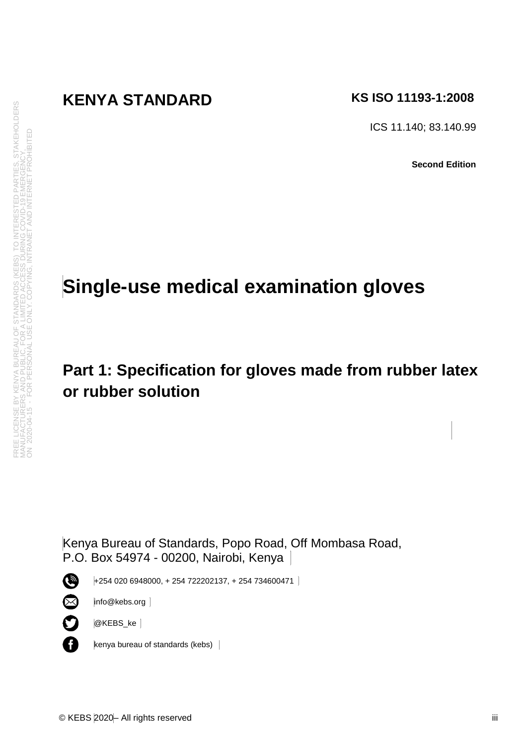**KENYA STANDARD**

**KS ISO 11193-1:2008**

ICS 11.140; 83.140.99

**Second Edition**

FREE LICENSE BY KENYA BUREAU OF STANDARDS (KEBS) TO INTERESTED PARTIES, STAKEHOLDERS MANUFACTURERS AND PUBLIC, FOR A LIMITED ACCESS DURING COVID-19 EMERGENCY, ON 2020-04-15 - FOR PERSONAL USE ONLY. COPYING, INTRANET AND INTERNET PROHIBITED

# Single-use medical examination gloves

## Part 1: Specification for gloves made from rubber latex or rubber solution

Kenya Bureau of Standards, Popo Road, Off Mombasa Road,
P.O. Box 54974 - 00200, Nairobi, Kenya

+254 020 6948000, + 254 722202137, + 254 734600471

info@kebs.org

@KEBS_ke

kenya bureau of standards (kebs)

© KEBS 2020– All rights reserved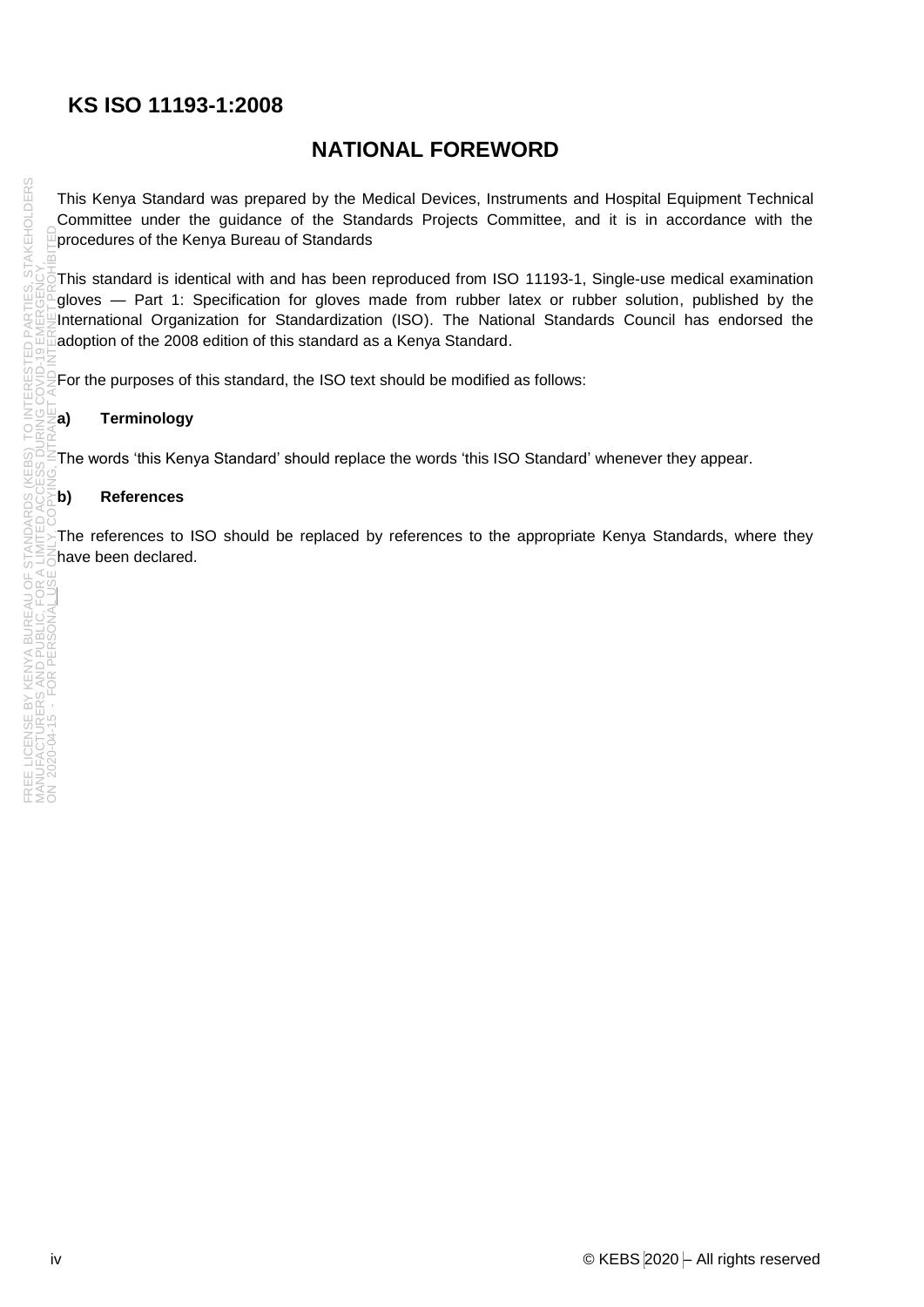# KS ISO 11193-1:2008

## NATIONAL FOREWORD

This Kenya Standard was prepared by the Medical Devices, Instruments and Hospital Equipment Technical Committee under the guidance of the Standards Projects Committee, and it is in accordance with the procedures of the Kenya Bureau of Standards

This standard is identical with and has been reproduced from ISO 11193-1, Single-use medical examination gloves — Part 1: Specification for gloves made from rubber latex or rubber solution, published by the International Organization for Standardization (ISO). The National Standards Council has endorsed the adoption of the 2008 edition of this standard as a Kenya Standard.

For the purposes of this standard, the ISO text should be modified as follows:

**a) Terminology**

The words 'this Kenya Standard' should replace the words 'this ISO Standard' whenever they appear.

**b) References**

The references to ISO should be replaced by references to the appropriate Kenya Standards, where they have been declared.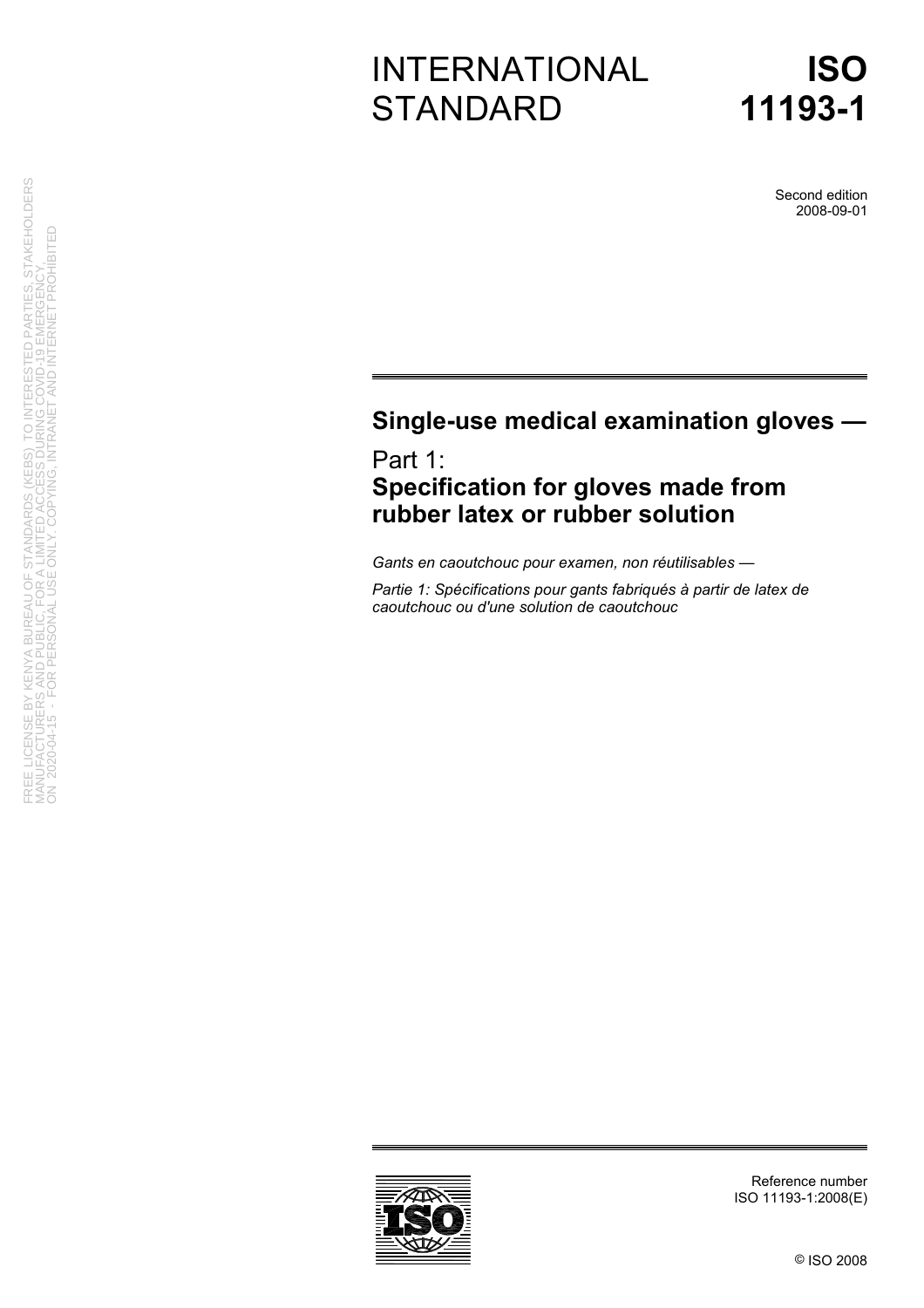# INTERNATIONAL STANDARD

# ISO 11193-1

Second edition
2008-09-01

---

## Single-use medical examination gloves —

## Part 1:
## Specification for gloves made from rubber latex or rubber solution

*Gants en caoutchouc pour examen, non réutilisables —*

*Partie 1: Spécifications pour gants fabriqués à partir de latex de caoutchouc ou d'une solution de caoutchouc*

FREE LICENSE BY KENYA BUREAU OF STANDARDS (KEBS) TO INTERESTED PARTIES, STAKEHOLDERS MANUFACTURERS AND PUBLIC, FOR A LIMITED ACCESS DURING COVID-19 EMERGENCY, ON 2020-04-15 - FOR PERSONAL USE ONLY. COPYING, INTRANET AND INTERNET PROHIBITED

---

Reference number
ISO 11193-1:2008(E)

© ISO 2008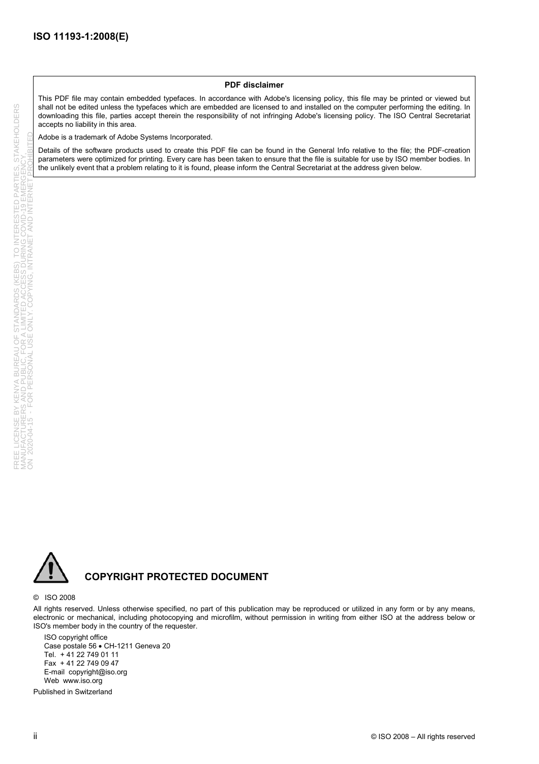**PDF disclaimer**

This PDF file may contain embedded typefaces. In accordance with Adobe's licensing policy, this file may be printed or viewed but shall not be edited unless the typefaces which are embedded are licensed to and installed on the computer performing the editing. In downloading this file, parties accept therein the responsibility of not infringing Adobe's licensing policy. The ISO Central Secretariat accepts no liability in this area.

Adobe is a trademark of Adobe Systems Incorporated.

Details of the software products used to create this PDF file can be found in the General Info relative to the file; the PDF-creation parameters were optimized for printing. Every care has been taken to ensure that the file is suitable for use by ISO member bodies. In the unlikely event that a problem relating to it is found, please inform the Central Secretariat at the address given below.

## COPYRIGHT PROTECTED DOCUMENT

© ISO 2008

All rights reserved. Unless otherwise specified, no part of this publication may be reproduced or utilized in any form or by any means, electronic or mechanical, including photocopying and microfilm, without permission in writing from either ISO at the address below or ISO's member body in the country of the requester.

ISO copyright office
Case postale 56 • CH-1211 Geneva 20
Tel. + 41 22 749 01 11
Fax + 41 22 749 09 47
E-mail copyright@iso.org
Web www.iso.org

Published in Switzerland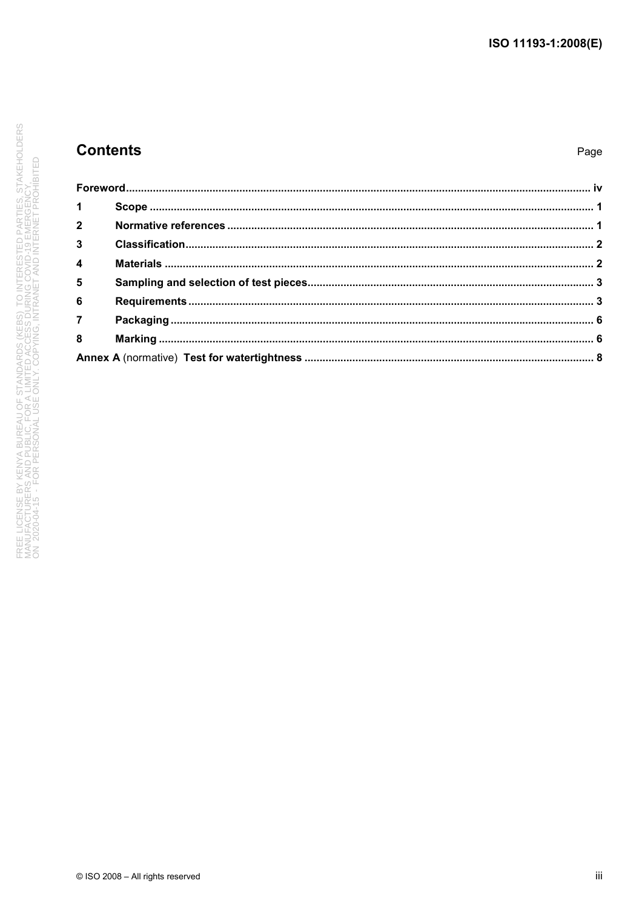# Contents

Page

**Foreword** ........................................................................................................................................... **iv**

| | | |
|---|---|---|
| **1** | **Scope** ........................................................................................................................................ | **1** |
| **2** | **Normative references** ............................................................................................................ | **1** |
| **3** | **Classification** ........................................................................................................................ | **2** |
| **4** | **Materials** ............................................................................................................................... | **2** |
| **5** | **Sampling and selection of test pieces** .................................................................................. | **3** |
| **6** | **Requirements** ......................................................................................................................... | **3** |
| **7** | **Packaging** .............................................................................................................................. | **6** |
| **8** | **Marking** .................................................................................................................................. | **6** |

**Annex A** (normative) **Test for watertightness** ............................................................................... **8**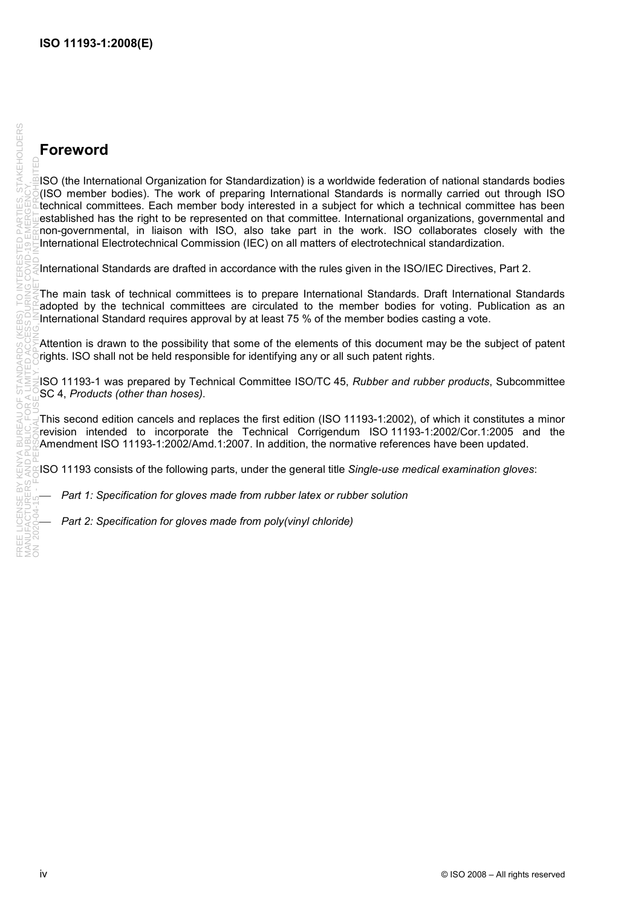# Foreword

ISO (the International Organization for Standardization) is a worldwide federation of national standards bodies (ISO member bodies). The work of preparing International Standards is normally carried out through ISO technical committees. Each member body interested in a subject for which a technical committee has been established has the right to be represented on that committee. International organizations, governmental and non-governmental, in liaison with ISO, also take part in the work. ISO collaborates closely with the International Electrotechnical Commission (IEC) on all matters of electrotechnical standardization.

International Standards are drafted in accordance with the rules given in the ISO/IEC Directives, Part 2.

The main task of technical committees is to prepare International Standards. Draft International Standards adopted by the technical committees are circulated to the member bodies for voting. Publication as an International Standard requires approval by at least 75 % of the member bodies casting a vote.

Attention is drawn to the possibility that some of the elements of this document may be the subject of patent rights. ISO shall not be held responsible for identifying any or all such patent rights.

ISO 11193-1 was prepared by Technical Committee ISO/TC 45, *Rubber and rubber products*, Subcommittee SC 4, *Products (other than hoses)*.

This second edition cancels and replaces the first edition (ISO 11193-1:2002), of which it constitutes a minor revision intended to incorporate the Technical Corrigendum ISO 11193-1:2002/Cor.1:2005 and the Amendment ISO 11193-1:2002/Amd.1:2007. In addition, the normative references have been updated.

ISO 11193 consists of the following parts, under the general title *Single-use medical examination gloves*:

- *Part 1: Specification for gloves made from rubber latex or rubber solution*
- *Part 2: Specification for gloves made from poly(vinyl chloride)*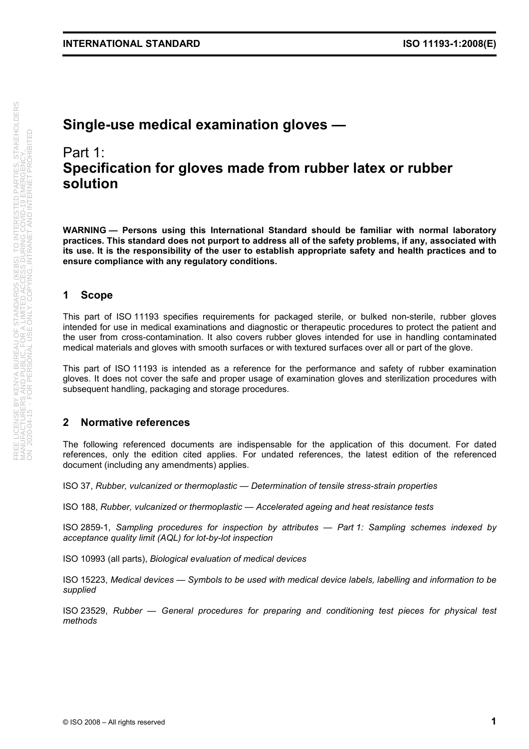# Single-use medical examination gloves —

## Part 1: Specification for gloves made from rubber latex or rubber solution

**WARNING — Persons using this International Standard should be familiar with normal laboratory practices. This standard does not purport to address all of the safety problems, if any, associated with its use. It is the responsibility of the user to establish appropriate safety and health practices and to ensure compliance with any regulatory conditions.**

## 1 Scope

This part of ISO 11193 specifies requirements for packaged sterile, or bulked non-sterile, rubber gloves intended for use in medical examinations and diagnostic or therapeutic procedures to protect the patient and the user from cross-contamination. It also covers rubber gloves intended for use in handling contaminated medical materials and gloves with smooth surfaces or with textured surfaces over all or part of the glove.

This part of ISO 11193 is intended as a reference for the performance and safety of rubber examination gloves. It does not cover the safe and proper usage of examination gloves and sterilization procedures with subsequent handling, packaging and storage procedures.

## 2 Normative references

The following referenced documents are indispensable for the application of this document. For dated references, only the edition cited applies. For undated references, the latest edition of the referenced document (including any amendments) applies.

ISO 37, *Rubber, vulcanized or thermoplastic — Determination of tensile stress-strain properties*

ISO 188, *Rubber, vulcanized or thermoplastic — Accelerated ageing and heat resistance tests*

ISO 2859-1, *Sampling procedures for inspection by attributes — Part 1: Sampling schemes indexed by acceptance quality limit (AQL) for lot-by-lot inspection*

ISO 10993 (all parts), *Biological evaluation of medical devices*

ISO 15223, *Medical devices — Symbols to be used with medical device labels, labelling and information to be supplied*

ISO 23529, *Rubber — General procedures for preparing and conditioning test pieces for physical test methods*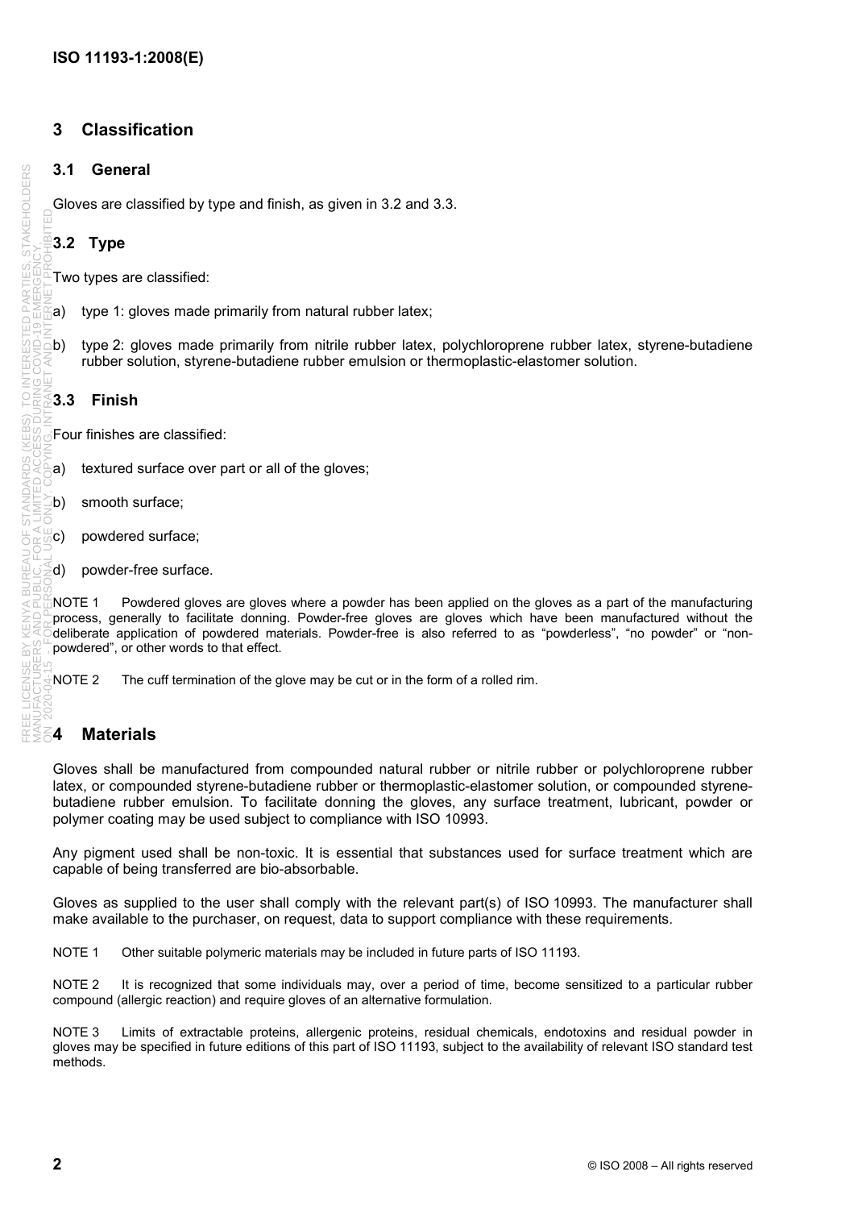## 3 Classification

### 3.1 General

Gloves are classified by type and finish, as given in 3.2 and 3.3.

### 3.2 Type

Two types are classified:

a) type 1: gloves made primarily from natural rubber latex;

b) type 2: gloves made primarily from nitrile rubber latex, polychloroprene rubber latex, styrene-butadiene rubber solution, styrene-butadiene rubber emulsion or thermoplastic-elastomer solution.

### 3.3 Finish

Four finishes are classified:

a) textured surface over part or all of the gloves;

b) smooth surface;

c) powdered surface;

d) powder-free surface.

NOTE 1 Powdered gloves are gloves where a powder has been applied on the gloves as a part of the manufacturing process, generally to facilitate donning. Powder-free gloves are gloves which have been manufactured without the deliberate application of powdered materials. Powder-free is also referred to as “powderless”, “no powder” or “non-powdered”, or other words to that effect.

NOTE 2 The cuff termination of the glove may be cut or in the form of a rolled rim.

## 4 Materials

Gloves shall be manufactured from compounded natural rubber or nitrile rubber or polychloroprene rubber latex, or compounded styrene-butadiene rubber or thermoplastic-elastomer solution, or compounded styrene-butadiene rubber emulsion. To facilitate donning the gloves, any surface treatment, lubricant, powder or polymer coating may be used subject to compliance with ISO 10993.

Any pigment used shall be non-toxic. It is essential that substances used for surface treatment which are capable of being transferred are bio-absorbable.

Gloves as supplied to the user shall comply with the relevant part(s) of ISO 10993. The manufacturer shall make available to the purchaser, on request, data to support compliance with these requirements.

NOTE 1 Other suitable polymeric materials may be included in future parts of ISO 11193.

NOTE 2 It is recognized that some individuals may, over a period of time, become sensitized to a particular rubber compound (allergic reaction) and require gloves of an alternative formulation.

NOTE 3 Limits of extractable proteins, allergenic proteins, residual chemicals, endotoxins and residual powder in gloves may be specified in future editions of this part of ISO 11193, subject to the availability of relevant ISO standard test methods.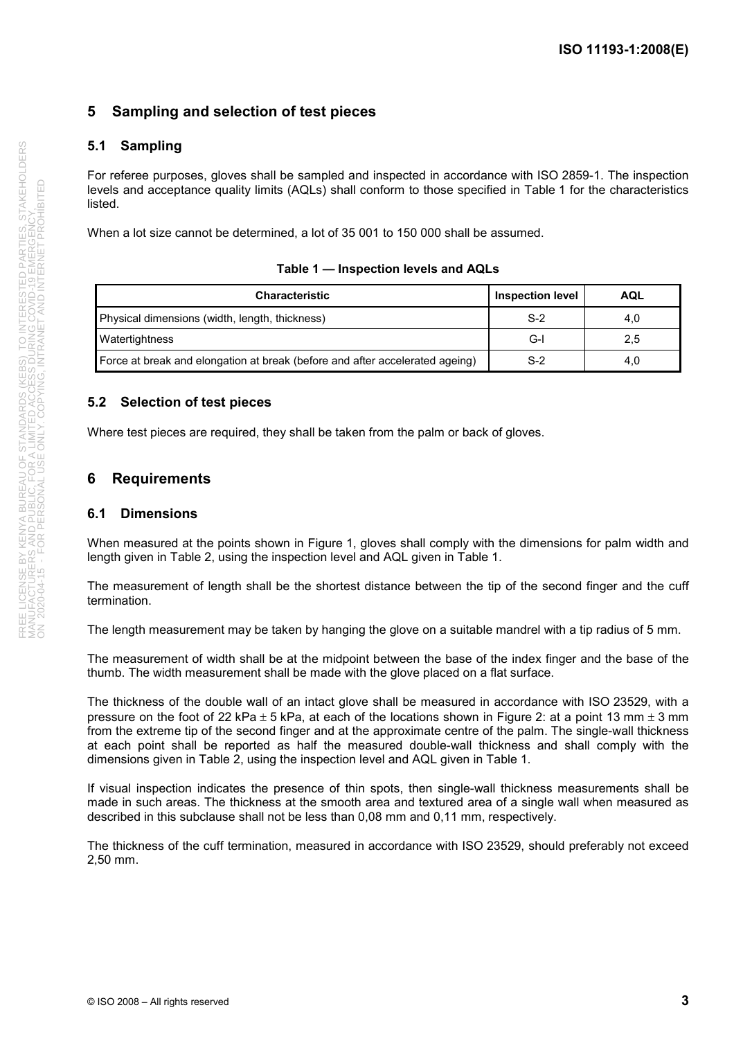## 5 Sampling and selection of test pieces

### 5.1 Sampling

For referee purposes, gloves shall be sampled and inspected in accordance with ISO 2859-1. The inspection levels and acceptance quality limits (AQLs) shall conform to those specified in Table 1 for the characteristics listed.

When a lot size cannot be determined, a lot of 35 001 to 150 000 shall be assumed.

**Table 1 — Inspection levels and AQLs**

| Characteristic | Inspection level | AQL |
|---|---|---|
| Physical dimensions (width, length, thickness) | S-2 | 4,0 |
| Watertightness | G-I | 2,5 |
| Force at break and elongation at break (before and after accelerated ageing) | S-2 | 4,0 |

### 5.2 Selection of test pieces

Where test pieces are required, they shall be taken from the palm or back of gloves.

## 6 Requirements

### 6.1 Dimensions

When measured at the points shown in Figure 1, gloves shall comply with the dimensions for palm width and length given in Table 2, using the inspection level and AQL given in Table 1.

The measurement of length shall be the shortest distance between the tip of the second finger and the cuff termination.

The length measurement may be taken by hanging the glove on a suitable mandrel with a tip radius of 5 mm.

The measurement of width shall be at the midpoint between the base of the index finger and the base of the thumb. The width measurement shall be made with the glove placed on a flat surface.

The thickness of the double wall of an intact glove shall be measured in accordance with ISO 23529, with a pressure on the foot of 22 kPa ± 5 kPa, at each of the locations shown in Figure 2: at a point 13 mm ± 3 mm from the extreme tip of the second finger and at the approximate centre of the palm. The single-wall thickness at each point shall be reported as half the measured double-wall thickness and shall comply with the dimensions given in Table 2, using the inspection level and AQL given in Table 1.

If visual inspection indicates the presence of thin spots, then single-wall thickness measurements shall be made in such areas. The thickness at the smooth area and textured area of a single wall when measured as described in this subclause shall not be less than 0,08 mm and 0,11 mm, respectively.

The thickness of the cuff termination, measured in accordance with ISO 23529, should preferably not exceed 2,50 mm.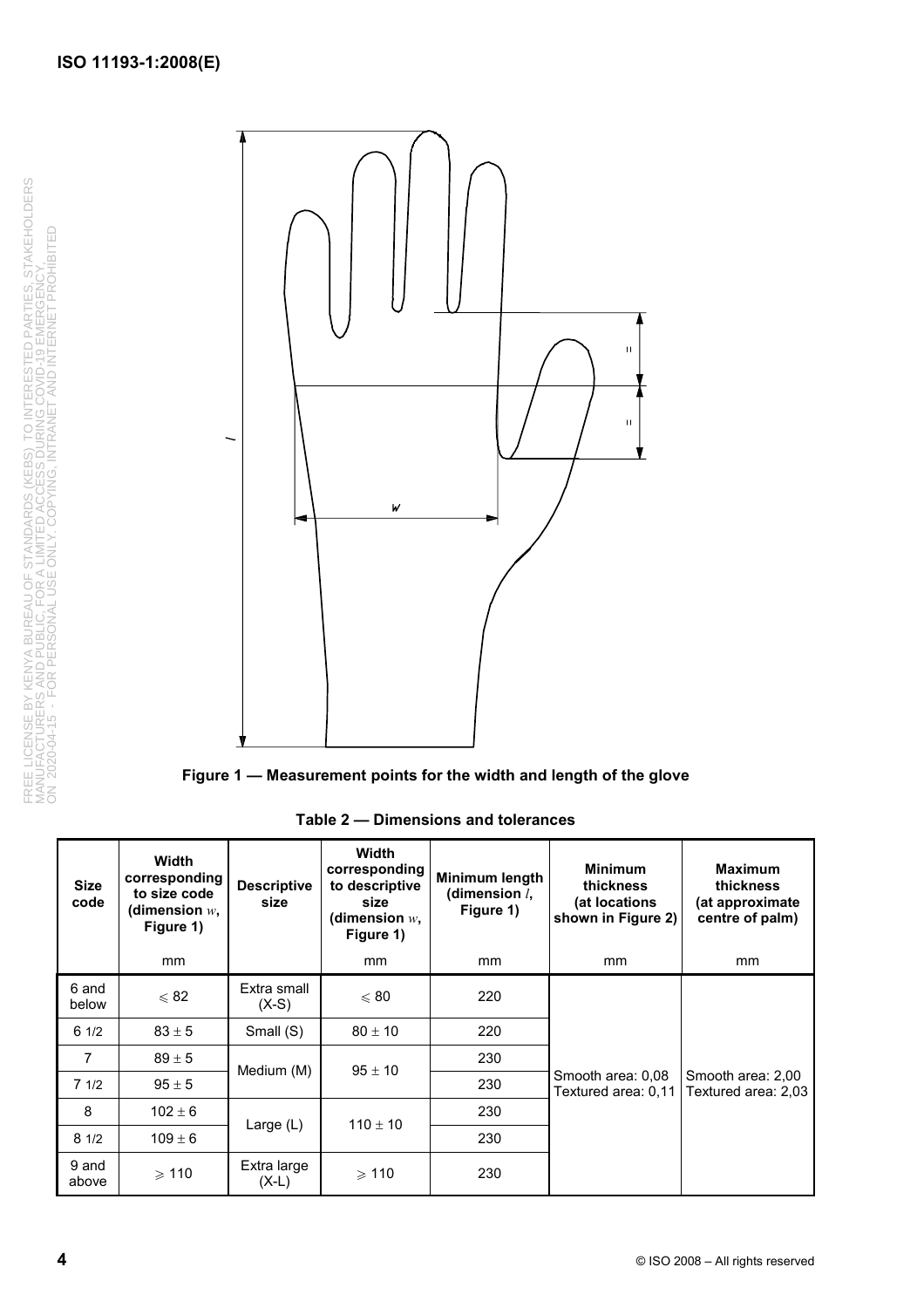**Figure 1 — Measurement points for the width and length of the glove**

**Table 2 — Dimensions and tolerances**

| Size code | Width corresponding to size code (dimension $w$, Figure 1) | Descriptive size | Width corresponding to descriptive size (dimension $w$, Figure 1) | Minimum length (dimension $l$, Figure 1) | Minimum thickness (at locations shown in Figure 2) | Maximum thickness (at approximate centre of palm) |
|---|---|---|---|---|---|---|
| | mm | | mm | mm | mm | mm |
| 6 and below | ⩽ 82 | Extra small (X-S) | ⩽ 80 | 220 | Smooth area: 0,08 Textured area: 0,11 | Smooth area: 2,00 Textured area: 2,03 |
| 6 1/2 | 83 ± 5 | Small (S) | 80 ± 10 | 220 | | |
| 7 | 89 ± 5 | Medium (M) | 95 ± 10 | 230 | | |
| 7 1/2 | 95 ± 5 | | | 230 | | |
| 8 | 102 ± 6 | Large (L) | 110 ± 10 | 230 | | |
| 8 1/2 | 109 ± 6 | | | 230 | | |
| 9 and above | ⩾ 110 | Extra large (X-L) | ⩾ 110 | 230 | | |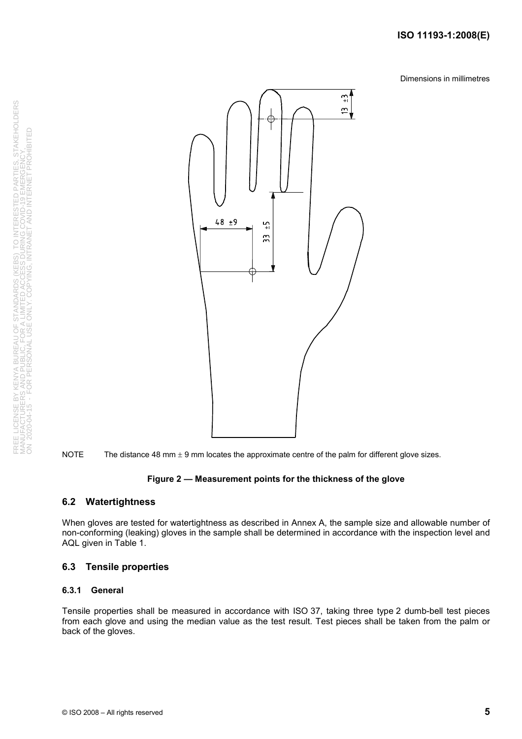Dimensions in millimetres

NOTE The distance 48 mm ± 9 mm locates the approximate centre of the palm for different glove sizes.

**Figure 2 — Measurement points for the thickness of the glove**

## 6.2 Watertightness

When gloves are tested for watertightness as described in Annex A, the sample size and allowable number of non-conforming (leaking) gloves in the sample shall be determined in accordance with the inspection level and AQL given in Table 1.

## 6.3 Tensile properties

### 6.3.1 General

Tensile properties shall be measured in accordance with ISO 37, taking three type 2 dumb-bell test pieces from each glove and using the median value as the test result. Test pieces shall be taken from the palm or back of the gloves.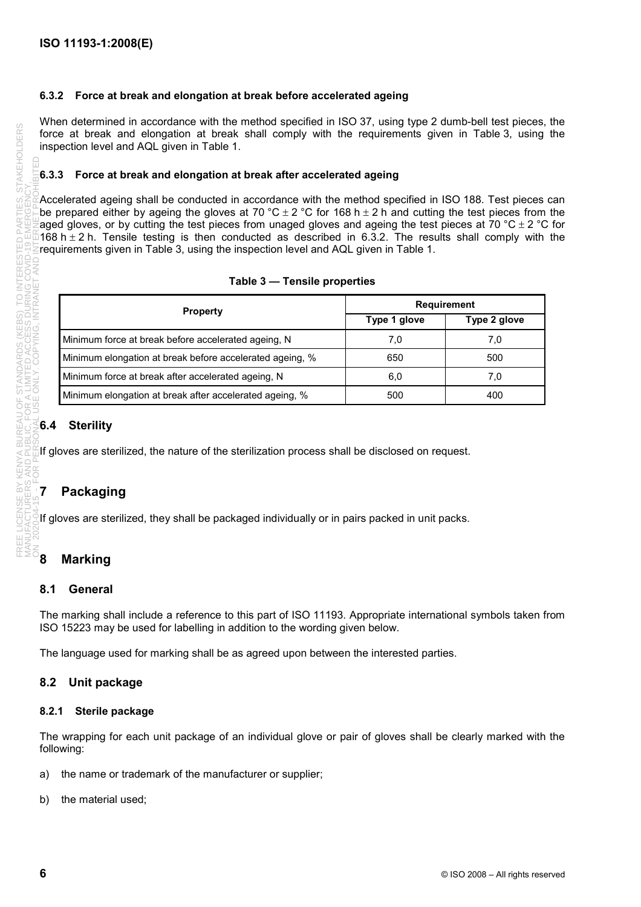### 6.3.2 Force at break and elongation at break before accelerated ageing

When determined in accordance with the method specified in ISO 37, using type 2 dumb-bell test pieces, the force at break and elongation at break shall comply with the requirements given in Table 3, using the inspection level and AQL given in Table 1.

### 6.3.3 Force at break and elongation at break after accelerated ageing

Accelerated ageing shall be conducted in accordance with the method specified in ISO 188. Test pieces can be prepared either by ageing the gloves at 70 °C ± 2 °C for 168 h ± 2 h and cutting the test pieces from the aged gloves, or by cutting the test pieces from unaged gloves and ageing the test pieces at 70 °C ± 2 °C for 168 h ± 2 h. Tensile testing is then conducted as described in 6.3.2. The results shall comply with the requirements given in Table 3, using the inspection level and AQL given in Table 1.

**Table 3 — Tensile properties**

| Property | Requirement | |
|---|---|---|
| | Type 1 glove | Type 2 glove |
| Minimum force at break before accelerated ageing, N | 7,0 | 7,0 |
| Minimum elongation at break before accelerated ageing, % | 650 | 500 |
| Minimum force at break after accelerated ageing, N | 6,0 | 7,0 |
| Minimum elongation at break after accelerated ageing, % | 500 | 400 |

## 6.4 Sterility

If gloves are sterilized, the nature of the sterilization process shall be disclosed on request.

# 7 Packaging

If gloves are sterilized, they shall be packaged individually or in pairs packed in unit packs.

# 8 Marking

## 8.1 General

The marking shall include a reference to this part of ISO 11193. Appropriate international symbols taken from ISO 15223 may be used for labelling in addition to the wording given below.

The language used for marking shall be as agreed upon between the interested parties.

## 8.2 Unit package

### 8.2.1 Sterile package

The wrapping for each unit package of an individual glove or pair of gloves shall be clearly marked with the following:

a) the name or trademark of the manufacturer or supplier;

b) the material used;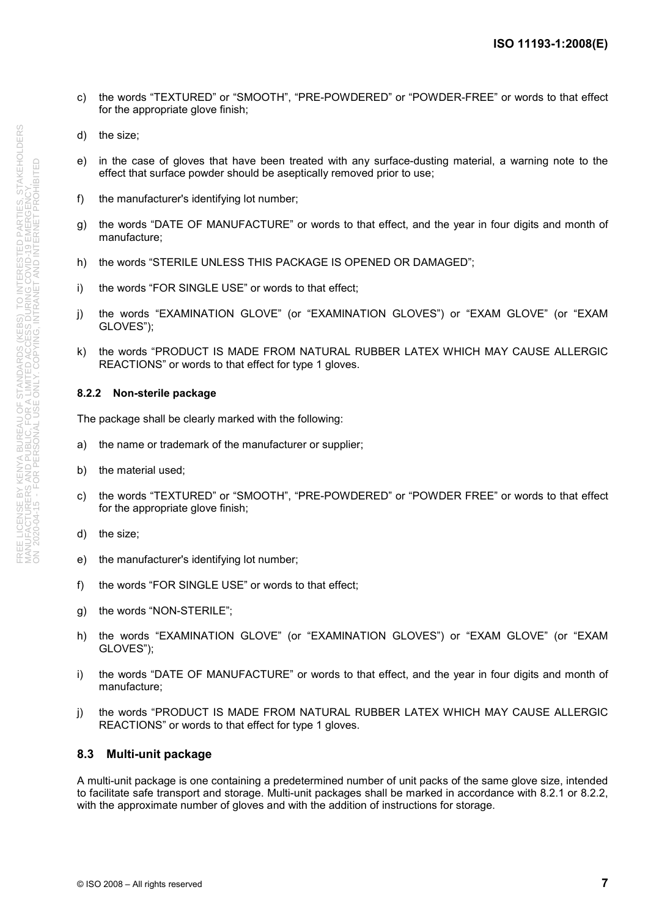c) the words “TEXTURED” or “SMOOTH”, “PRE-POWDERED” or “POWDER-FREE” or words to that effect for the appropriate glove finish;

d) the size;

e) in the case of gloves that have been treated with any surface-dusting material, a warning note to the effect that surface powder should be aseptically removed prior to use;

f) the manufacturer's identifying lot number;

g) the words “DATE OF MANUFACTURE” or words to that effect, and the year in four digits and month of manufacture;

h) the words “STERILE UNLESS THIS PACKAGE IS OPENED OR DAMAGED”;

i) the words “FOR SINGLE USE” or words to that effect;

j) the words “EXAMINATION GLOVE” (or “EXAMINATION GLOVES”) or “EXAM GLOVE” (or “EXAM GLOVES”);

k) the words “PRODUCT IS MADE FROM NATURAL RUBBER LATEX WHICH MAY CAUSE ALLERGIC REACTIONS” or words to that effect for type 1 gloves.

#### 8.2.2 Non-sterile package

The package shall be clearly marked with the following:

a) the name or trademark of the manufacturer or supplier;

b) the material used;

c) the words “TEXTURED” or “SMOOTH”, “PRE-POWDERED” or “POWDER FREE” or words to that effect for the appropriate glove finish;

d) the size;

e) the manufacturer's identifying lot number;

f) the words “FOR SINGLE USE” or words to that effect;

g) the words “NON-STERILE”;

h) the words “EXAMINATION GLOVE” (or “EXAMINATION GLOVES”) or “EXAM GLOVE” (or “EXAM GLOVES”);

i) the words “DATE OF MANUFACTURE” or words to that effect, and the year in four digits and month of manufacture;

j) the words “PRODUCT IS MADE FROM NATURAL RUBBER LATEX WHICH MAY CAUSE ALLERGIC REACTIONS” or words to that effect for type 1 gloves.

### 8.3 Multi-unit package

A multi-unit package is one containing a predetermined number of unit packs of the same glove size, intended to facilitate safe transport and storage. Multi-unit packages shall be marked in accordance with 8.2.1 or 8.2.2, with the approximate number of gloves and with the addition of instructions for storage.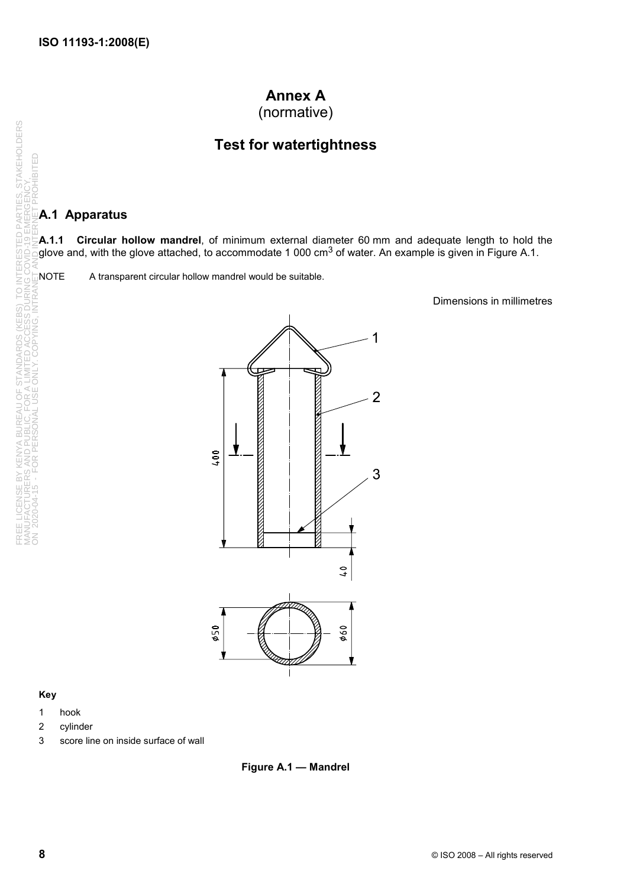# Annex A
(normative)

# Test for watertightness

## A.1 Apparatus

**A.1.1 Circular hollow mandrel**, of minimum external diameter 60 mm and adequate length to hold the glove and, with the glove attached, to accommodate 1 000 $cm^3$ of water. An example is given in Figure A.1.

NOTE A transparent circular hollow mandrel would be suitable.

Dimensions in millimetres

**Key**

1 hook

2 cylinder

3 score line on inside surface of wall

**Figure A.1 — Mandrel**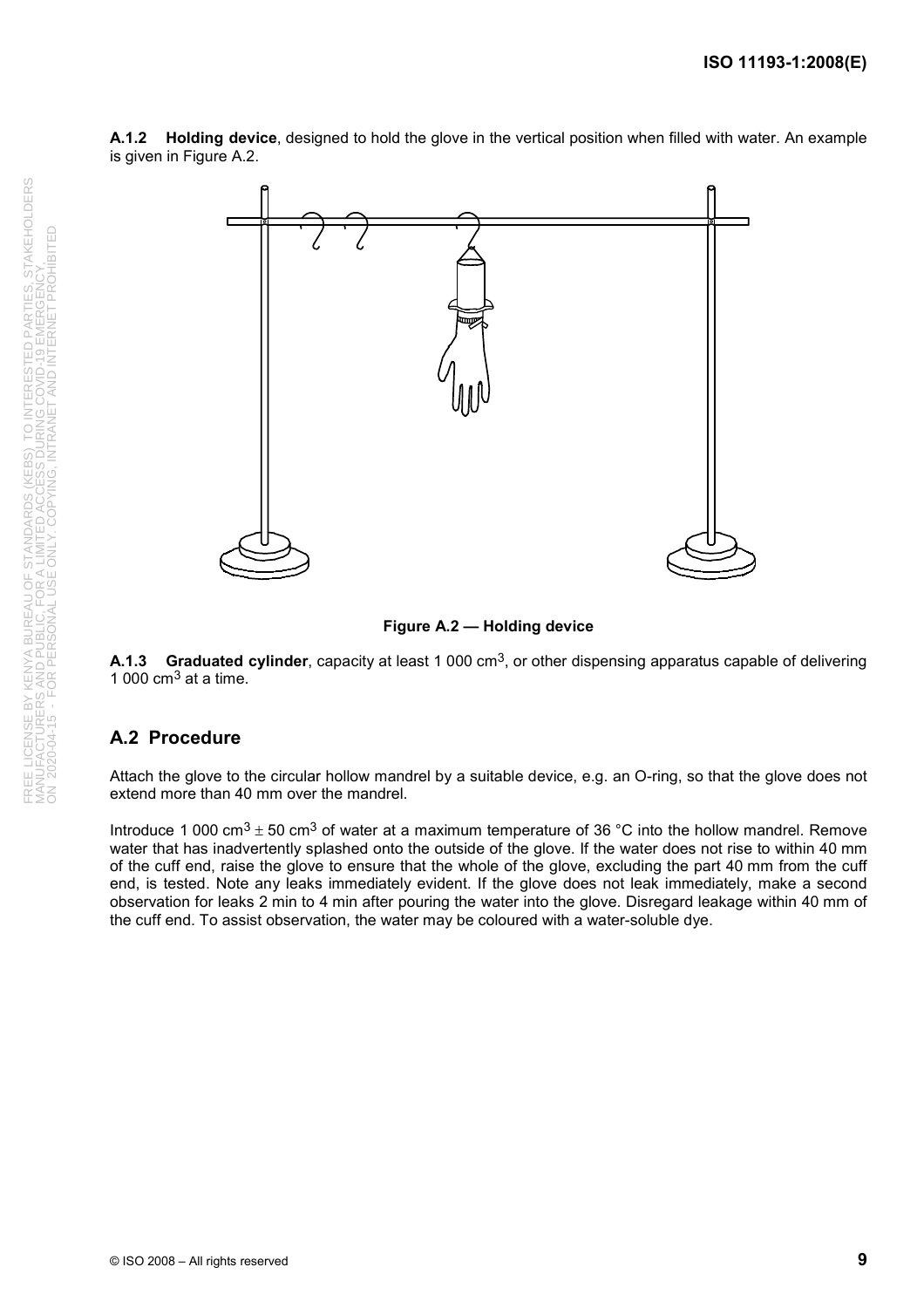**A.1.2 Holding device**, designed to hold the glove in the vertical position when filled with water. An example is given in Figure A.2.

**Figure A.2 — Holding device**

**A.1.3 Graduated cylinder**, capacity at least 1 000 $cm^3$, or other dispensing apparatus capable of delivering 1 000 $cm^3$ at a time.

## A.2 Procedure

Attach the glove to the circular hollow mandrel by a suitable device, e.g. an O-ring, so that the glove does not extend more than 40 mm over the mandrel.

Introduce 1 000 $cm^3 \pm 50$ $cm^3$ of water at a maximum temperature of 36 °C into the hollow mandrel. Remove water that has inadvertently splashed onto the outside of the glove. If the water does not rise to within 40 mm of the cuff end, raise the glove to ensure that the whole of the glove, excluding the part 40 mm from the cuff end, is tested. Note any leaks immediately evident. If the glove does not leak immediately, make a second observation for leaks 2 min to 4 min after pouring the water into the glove. Disregard leakage within 40 mm of the cuff end. To assist observation, the water may be coloured with a water-soluble dye.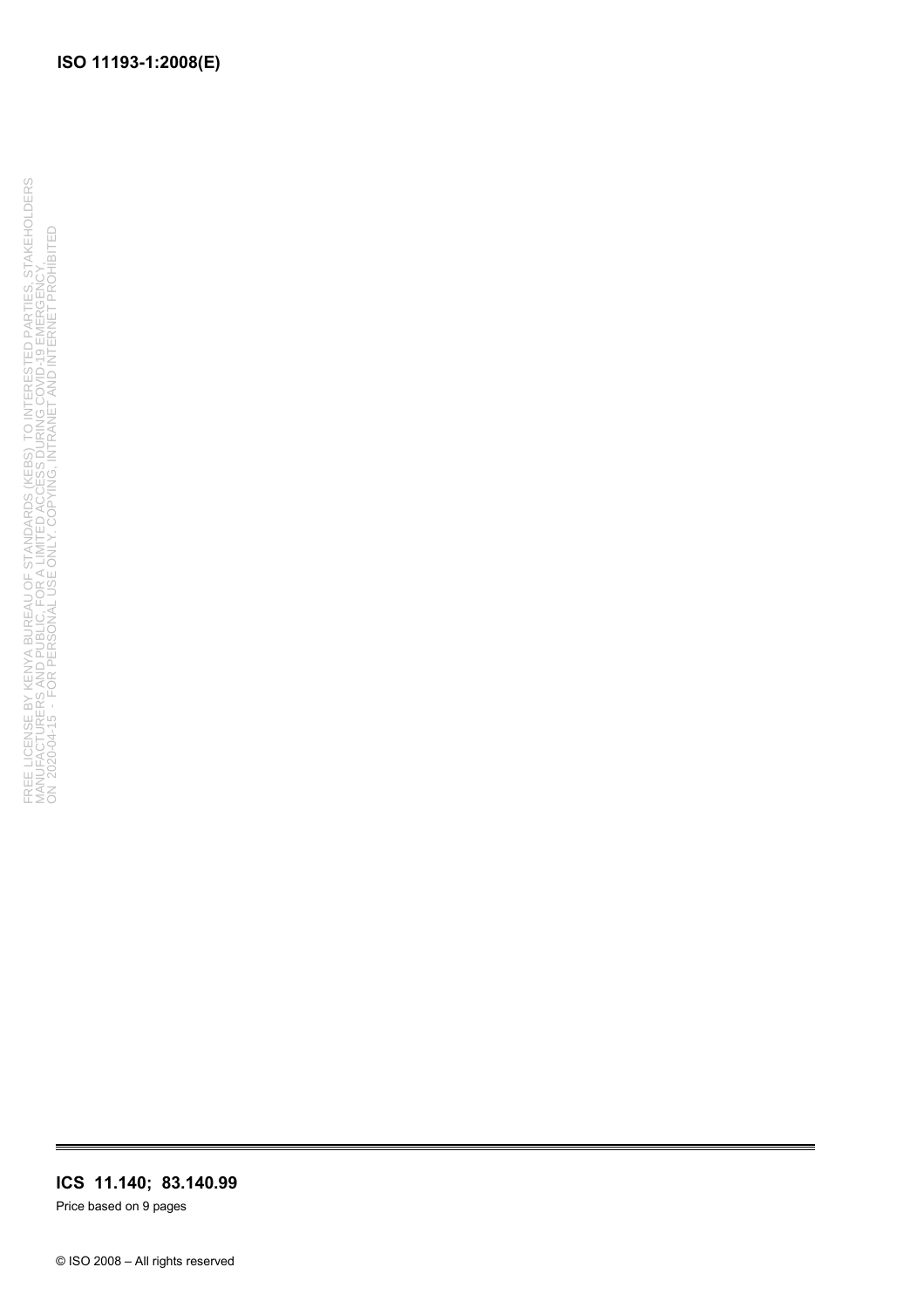**ICS 11.140; 83.140.99**

Price based on 9 pages